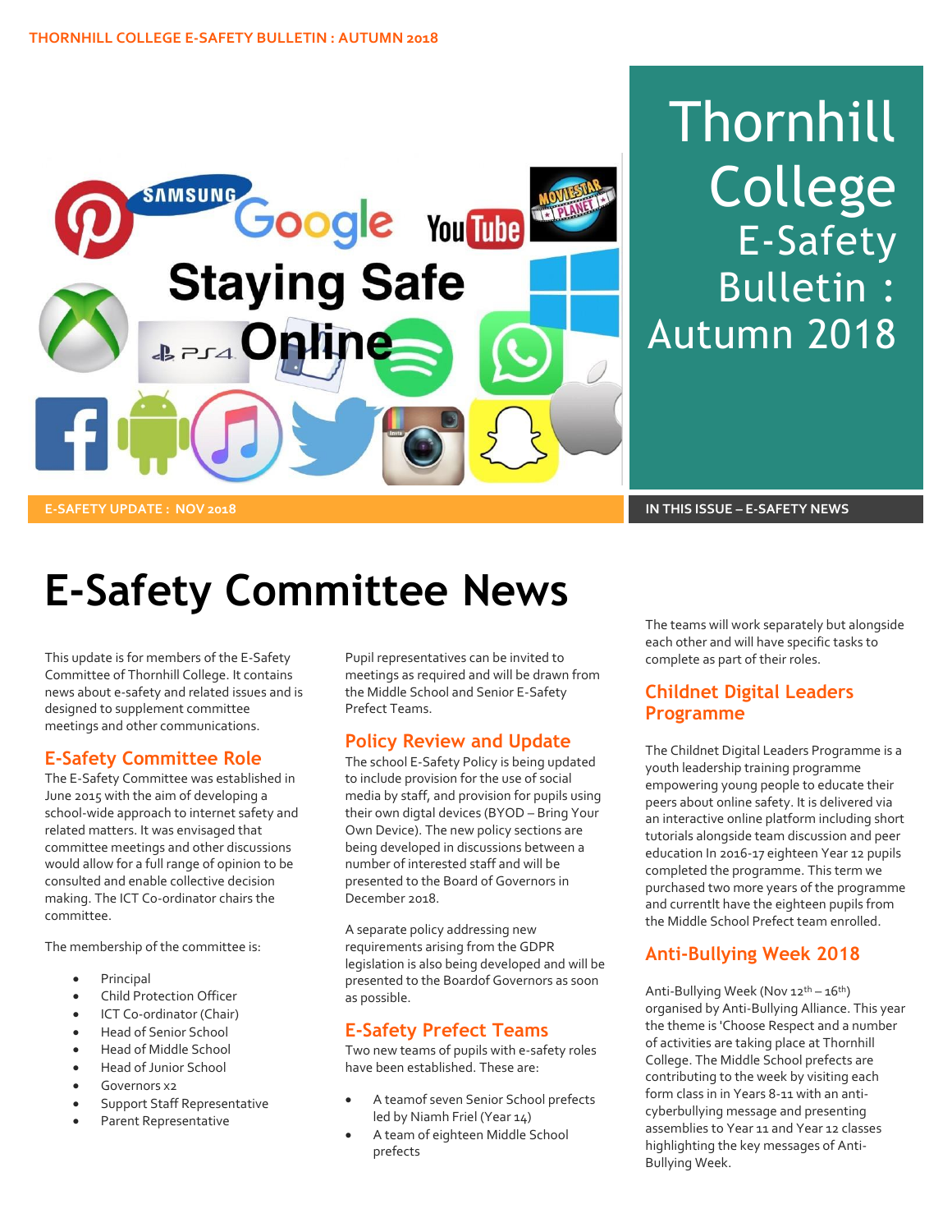THORNHILL COLLEGE E-SAFETY BULLETIN : AUTUMN 2018

# Thornhill College E-Safety Bulletin : Autumn 2018

E-SAFETY UPDATE : NOV 2018

IN THIS ISSUE – E-SAFETY NEWS

# E-Safety Committee News

This update is for members of the E-Safety Committee of Thornhill College. It contains news about e-safety and related issues and is designed to supplement committee meetings and other communications.

## E-Safety Committee Role

The E-Safety Committee was established in June 2015 with the aim of developing a school-wide approach to internet safety and related matters. It was envisaged that committee meetings and other discussions would allow for a full range of opinion to be consulted and enable collective decision making. The ICT Co-ordinator chairs the committee.

The membership of the committee is:

- Principal
- Child Protection Officer
- ICT Co-ordinator (Chair)
- Head of Senior School
- Head of Middle School
- Head of Junior School
- Governors x2
- Support Staff Representative
- Parent Representative

Pupil representatives can be invited to meetings as required and will be drawn from the Middle School and Senior E-Safety Prefect Teams.

## Policy Review and Update

The school E-Safety Policy is being updated to include provision for the use of social media by staff, and provision for pupils using their own digtal devices (BYOD – Bring Your Own Device). The new policy sections are being developed in discussions between a number of interested staff and will be presented to the Board of Governors in December 2018.

A separate policy addressing new requirements arising from the GDPR legislation is also being developed and will be presented to the Boardof Governors as soon as possible.

## E-Safety Prefect Teams

Two new teams of pupils with e-safety roles have been established. These are:

- A teamof seven Senior School prefects led by Niamh Friel (Year 14)
- A team of eighteen Middle School prefects

The teams will work separately but alongside each other and will have specific tasks to complete as part of their roles.

## Childnet Digital Leaders Programme

The Childnet Digital Leaders Programme is a youth leadership training programme empowering young people to educate their peers about online safety. It is delivered via an interactive online platform including short tutorials alongside team discussion and peer education In 2016-17 eighteen Year 12 pupils completed the programme. This term we purchased two more years of the programme and currentlt have the eighteen pupils from the Middle School Prefect team enrolled.

## Anti-Bullying Week 2018

Anti-Bullying Week (Nov 12th – 16th) organised by Anti-Bullying Alliance. This year the theme is 'Choose Respect and a number of activities are taking place at Thornhill College. The Middle School prefects are contributing to the week by visiting each form class in in Years 8-11 with an anti-cyberbullying message and presenting assemblies to Year 11 and Year 12 classes highlighting the key messages of Anti-Bullying Week.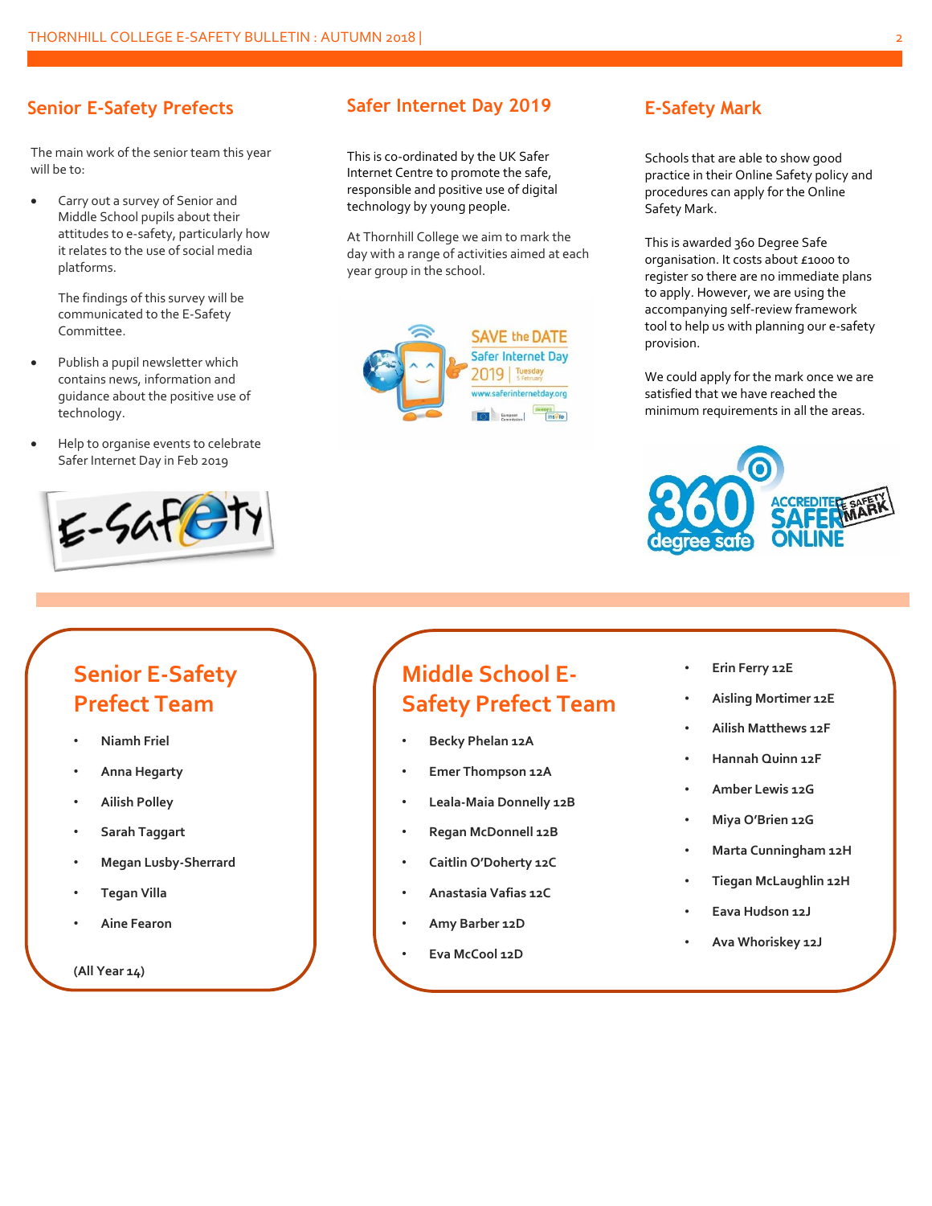## Senior E-Safety Prefects

The main work of the senior team this year will be to:

- Carry out a survey of Senior and Middle School pupils about their attitudes to e-safety, particularly how it relates to the use of social media platforms.

  The findings of this survey will be communicated to the E-Safety Committee.

- Publish a pupil newsletter which contains news, information and guidance about the positive use of technology.
- Help to organise events to celebrate Safer Internet Day in Feb 2019

## Safer Internet Day 2019

This is co-ordinated by the UK Safer Internet Centre to promote the safe, responsible and positive use of digital technology by young people.

At Thornhill College we aim to mark the day with a range of activities aimed at each year group in the school.

## E-Safety Mark

Schools that are able to show good practice in their Online Safety policy and procedures can apply for the Online Safety Mark.

This is awarded 360 Degree Safe organisation. It costs about £1000 to register so there are no immediate plans to apply. However, we are using the accompanying self-review framework tool to help us with planning our e-safety provision.

We could apply for the mark once we are satisfied that we have reached the minimum requirements in all the areas.

## Senior E-Safety Prefect Team

- **Niamh Friel**
- **Anna Hegarty**
- **Ailish Polley**
- **Sarah Taggart**
- **Megan Lusby-Sherrard**
- **Tegan Villa**
- **Aine Fearon**

**(All Year 14)**

## Middle School E-Safety Prefect Team

- **Becky Phelan 12A**
- **Emer Thompson 12A**
- **Leala-Maia Donnelly 12B**
- **Regan McDonnell 12B**
- **Caitlin O'Doherty 12C**
- **Anastasia Vafias 12C**
- **Amy Barber 12D**
- **Eva McCool 12D**
- **Erin Ferry 12E**
- **Aisling Mortimer 12E**
- **Ailish Matthews 12F**
- **Hannah Quinn 12F**
- **Amber Lewis 12G**
- **Miya O'Brien 12G**
- **Marta Cunningham 12H**
- **Tiegan McLaughlin 12H**
- **Eava Hudson 12J**
- **Ava Whoriskey 12J**